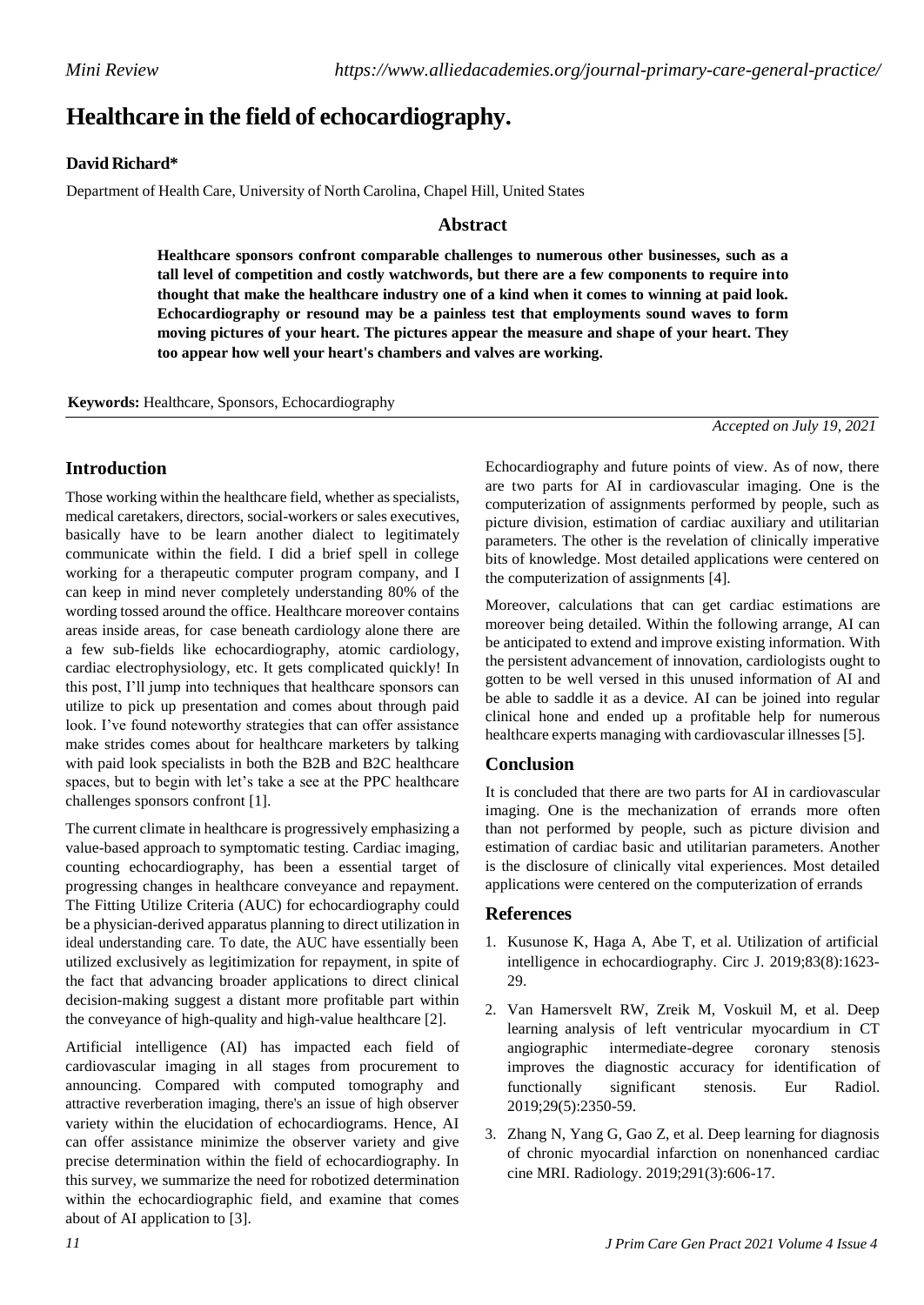*Mini Review*

*https://www.alliedacademies.org/journal-primary-care-general-practice/*

# Healthcare in the field of echocardiography.

**David Richard***

Department of Health Care, University of North Carolina, Chapel Hill, United States

## Abstract

**Healthcare sponsors confront comparable challenges to numerous other businesses, such as a tall level of competition and costly watchwords, but there are a few components to require into thought that make the healthcare industry one of a kind when it comes to winning at paid look. Echocardiography or resound may be a painless test that employments sound waves to form moving pictures of your heart. The pictures appear the measure and shape of your heart. They too appear how well your heart's chambers and valves are working.**

**Keywords:** Healthcare, Sponsors, Echocardiography

*Accepted on July 19, 2021*

## Introduction

Those working within the healthcare field, whether as specialists, medical caretakers, directors, social-workers or sales executives, basically have to be learn another dialect to legitimately communicate within the field. I did a brief spell in college working for a therapeutic computer program company, and I can keep in mind never completely understanding 80% of the wording tossed around the office. Healthcare moreover contains areas inside areas, for case beneath cardiology alone there are a few sub-fields like echocardiography, atomic cardiology, cardiac electrophysiology, etc. It gets complicated quickly! In this post, I'll jump into techniques that healthcare sponsors can utilize to pick up presentation and comes about through paid look. I've found noteworthy strategies that can offer assistance make strides comes about for healthcare marketers by talking with paid look specialists in both the B2B and B2C healthcare spaces, but to begin with let's take a see at the PPC healthcare challenges sponsors confront [1].

The current climate in healthcare is progressively emphasizing a value-based approach to symptomatic testing. Cardiac imaging, counting echocardiography, has been a essential target of progressing changes in healthcare conveyance and repayment. The Fitting Utilize Criteria (AUC) for echocardiography could be a physician-derived apparatus planning to direct utilization in ideal understanding care. To date, the AUC have essentially been utilized exclusively as legitimization for repayment, in spite of the fact that advancing broader applications to direct clinical decision-making suggest a distant more profitable part within the conveyance of high-quality and high-value healthcare [2].

Artificial intelligence (AI) has impacted each field of cardiovascular imaging in all stages from procurement to announcing. Compared with computed tomography and attractive reverberation imaging, there's an issue of high observer variety within the elucidation of echocardiograms. Hence, AI can offer assistance minimize the observer variety and give precise determination within the field of echocardiography. In this survey, we summarize the need for robotized determination within the echocardiographic field, and examine that comes about of AI application to [3].

Echocardiography and future points of view. As of now, there are two parts for AI in cardiovascular imaging. One is the computerization of assignments performed by people, such as picture division, estimation of cardiac auxiliary and utilitarian parameters. The other is the revelation of clinically imperative bits of knowledge. Most detailed applications were centered on the computerization of assignments [4].

Moreover, calculations that can get cardiac estimations are moreover being detailed. Within the following arrange, AI can be anticipated to extend and improve existing information. With the persistent advancement of innovation, cardiologists ought to gotten to be well versed in this unused information of AI and be able to saddle it as a device. AI can be joined into regular clinical hone and ended up a profitable help for numerous healthcare experts managing with cardiovascular illnesses [5].

## Conclusion

It is concluded that there are two parts for AI in cardiovascular imaging. One is the mechanization of errands more often than not performed by people, such as picture division and estimation of cardiac basic and utilitarian parameters. Another is the disclosure of clinically vital experiences. Most detailed applications were centered on the computerization of errands

## References

1. Kusunose K, Haga A, Abe T, et al. Utilization of artificial intelligence in echocardiography. Circ J. 2019;83(8):1623-29.
2. Van Hamersvelt RW, Zreik M, Voskuil M, et al. Deep learning analysis of left ventricular myocardium in CT angiographic intermediate-degree coronary stenosis improves the diagnostic accuracy for identification of functionally significant stenosis. Eur Radiol. 2019;29(5):2350-59.
3. Zhang N, Yang G, Gao Z, et al. Deep learning for diagnosis of chronic myocardial infarction on nonenhanced cardiac cine MRI. Radiology. 2019;291(3):606-17.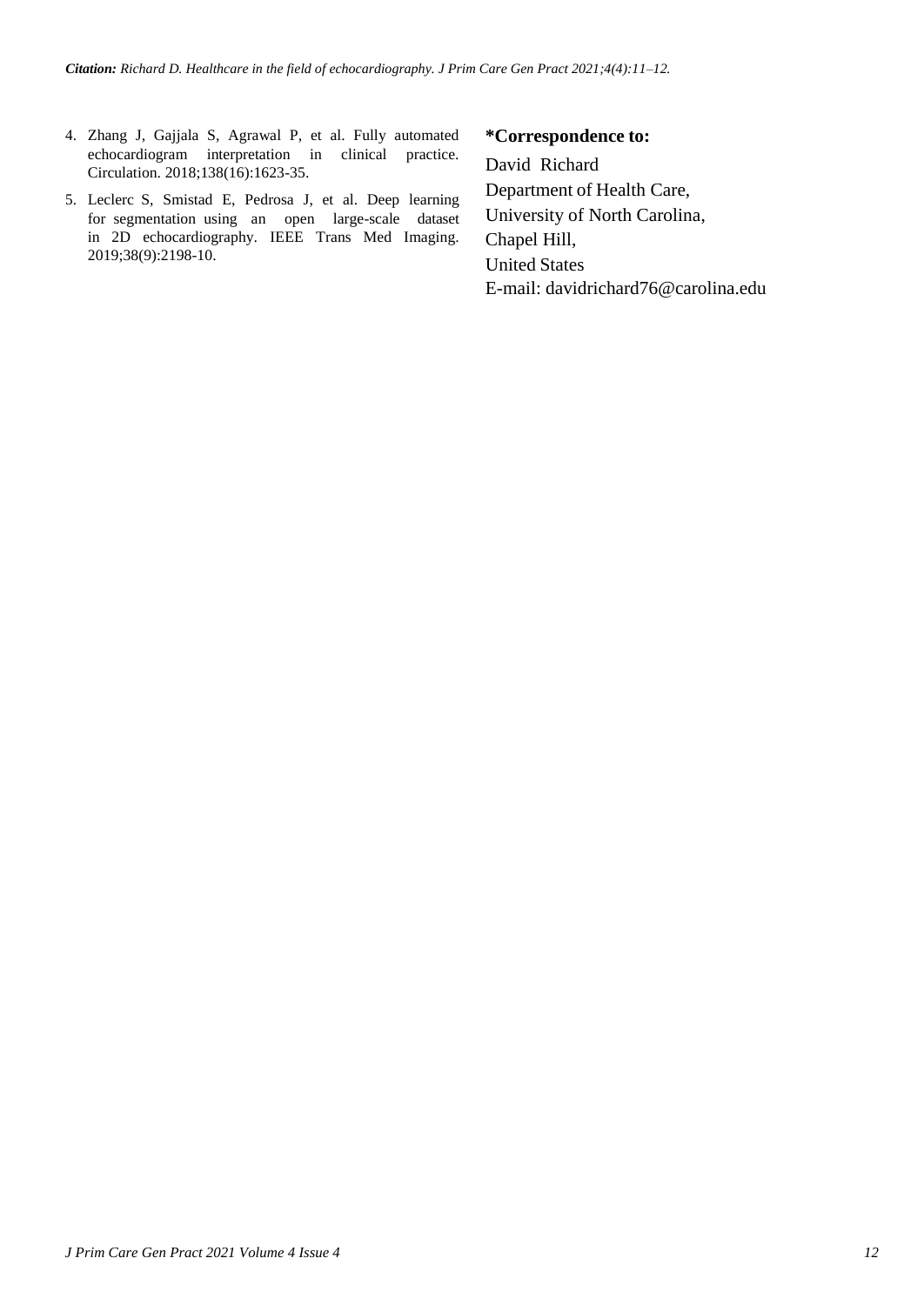4. Zhang J, Gajjala S, Agrawal P, et al. Fully automated echocardiogram interpretation in clinical practice. Circulation. 2018;138(16):1623-35.
5. Leclerc S, Smistad E, Pedrosa J, et al. Deep learning for segmentation using an open large-scale dataset in 2D echocardiography. IEEE Trans Med Imaging. 2019;38(9):2198-10.

**\*Correspondence to:**

David Richard
Department of Health Care,
University of North Carolina,
Chapel Hill,
United States
E-mail: davidrichard76@carolina.edu